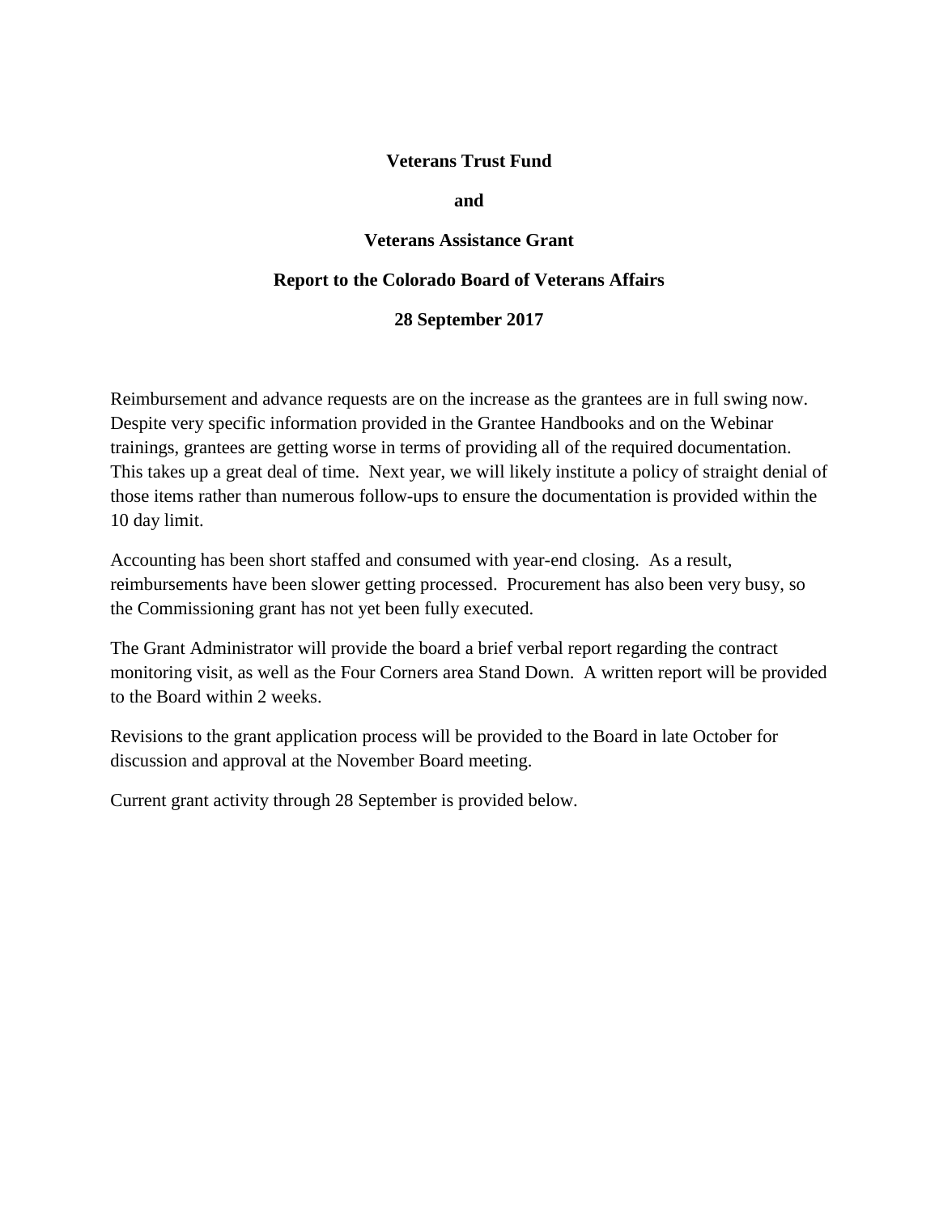**Veterans Trust Fund**

**and**

**Veterans Assistance Grant**

**Report to the Colorado Board of Veterans Affairs**

**28 September 2017**

Reimbursement and advance requests are on the increase as the grantees are in full swing now. Despite very specific information provided in the Grantee Handbooks and on the Webinar trainings, grantees are getting worse in terms of providing all of the required documentation. This takes up a great deal of time. Next year, we will likely institute a policy of straight denial of those items rather than numerous follow-ups to ensure the documentation is provided within the 10 day limit.

Accounting has been short staffed and consumed with year-end closing. As a result, reimbursements have been slower getting processed. Procurement has also been very busy, so the Commissioning grant has not yet been fully executed.

The Grant Administrator will provide the board a brief verbal report regarding the contract monitoring visit, as well as the Four Corners area Stand Down. A written report will be provided to the Board within 2 weeks.

Revisions to the grant application process will be provided to the Board in late October for discussion and approval at the November Board meeting.

Current grant activity through 28 September is provided below.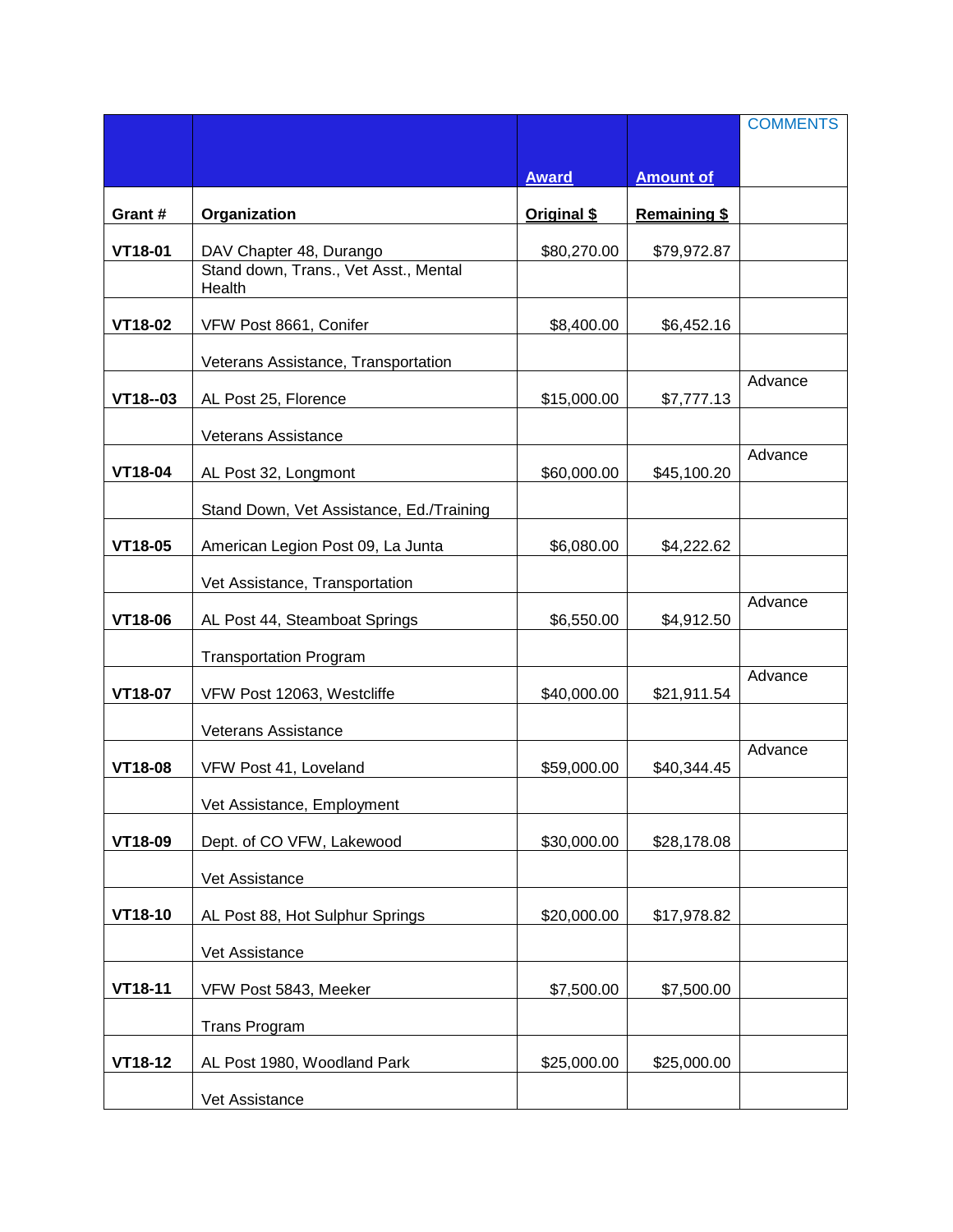| Grant # | Organization | Award Original $ | Amount of Remaining $ | COMMENTS |
|---|---|---|---|---|
| VT18-01 | DAV Chapter 48, Durango | $80,270.00 | $79,972.87 | |
| | Stand down, Trans., Vet Asst., Mental Health | | | |
| VT18-02 | VFW Post 8661, Conifer | $8,400.00 | $6,452.16 | |
| | Veterans Assistance, Transportation | | | |
| VT18--03 | AL Post 25, Florence | $15,000.00 | $7,777.13 | Advance |
| | Veterans Assistance | | | |
| VT18-04 | AL Post 32, Longmont | $60,000.00 | $45,100.20 | Advance |
| | Stand Down, Vet Assistance, Ed./Training | | | |
| VT18-05 | American Legion Post 09, La Junta | $6,080.00 | $4,222.62 | |
| | Vet Assistance, Transportation | | | |
| VT18-06 | AL Post 44, Steamboat Springs | $6,550.00 | $4,912.50 | Advance |
| | Transportation Program | | | |
| VT18-07 | VFW Post 12063, Westcliffe | $40,000.00 | $21,911.54 | Advance |
| | Veterans Assistance | | | |
| VT18-08 | VFW Post 41, Loveland | $59,000.00 | $40,344.45 | Advance |
| | Vet Assistance, Employment | | | |
| VT18-09 | Dept. of CO VFW, Lakewood | $30,000.00 | $28,178.08 | |
| | Vet Assistance | | | |
| VT18-10 | AL Post 88, Hot Sulphur Springs | $20,000.00 | $17,978.82 | |
| | Vet Assistance | | | |
| VT18-11 | VFW Post 5843, Meeker | $7,500.00 | $7,500.00 | |
| | Trans Program | | | |
| VT18-12 | AL Post 1980, Woodland Park | $25,000.00 | $25,000.00 | |
| | Vet Assistance | | | |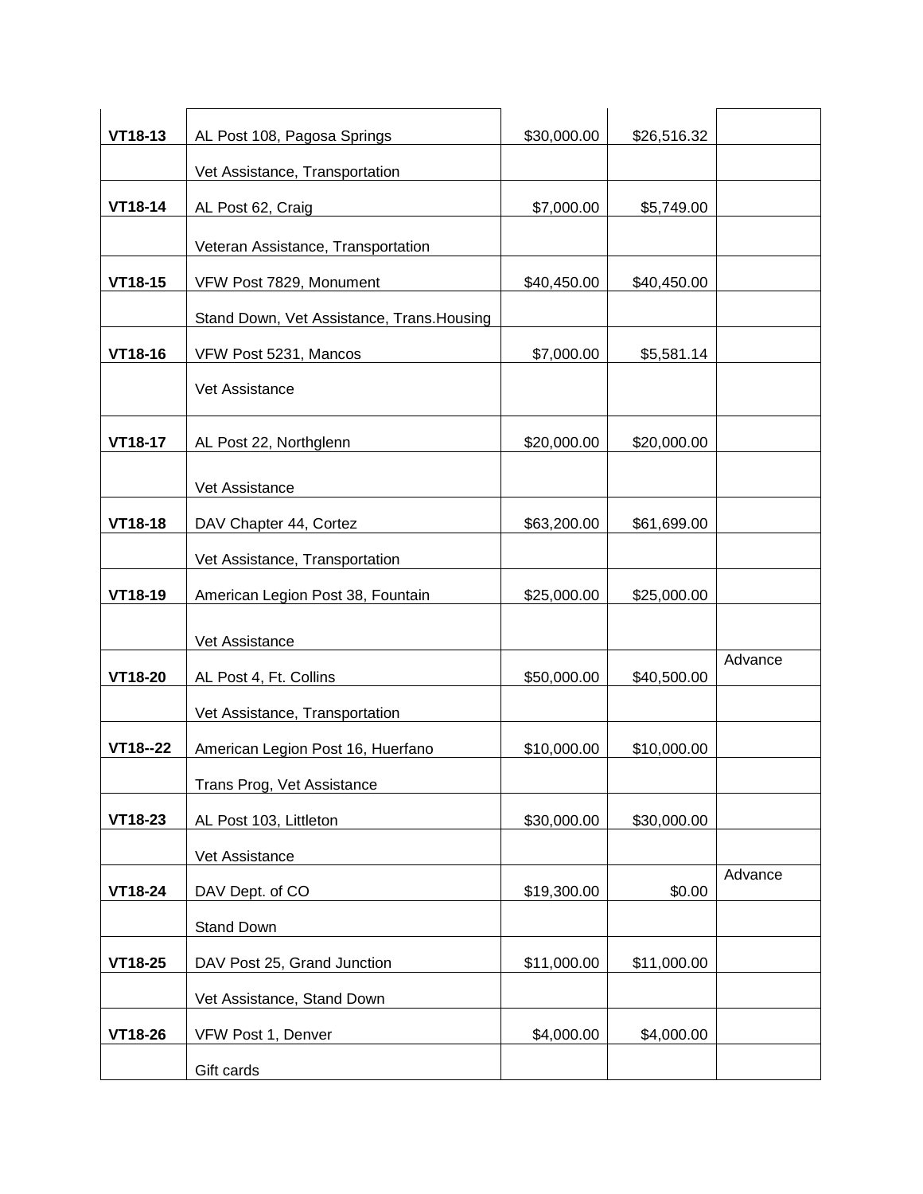| | | | | |
|---|---|---|---|---|
| **VT18-13** | AL Post 108, Pagosa Springs | $30,000.00 | $26,516.32 | |
| | Vet Assistance, Transportation | | | |
| **VT18-14** | AL Post 62, Craig | $7,000.00 | $5,749.00 | |
| | Veteran Assistance, Transportation | | | |
| **VT18-15** | VFW Post 7829, Monument | $40,450.00 | $40,450.00 | |
| | Stand Down, Vet Assistance, Trans.Housing | | | |
| **VT18-16** | VFW Post 5231, Mancos | $7,000.00 | $5,581.14 | |
| | Vet Assistance | | | |
| **VT18-17** | AL Post 22, Northglenn | $20,000.00 | $20,000.00 | |
| | Vet Assistance | | | |
| **VT18-18** | DAV Chapter 44, Cortez | $63,200.00 | $61,699.00 | |
| | Vet Assistance, Transportation | | | |
| **VT18-19** | American Legion Post 38, Fountain | $25,000.00 | $25,000.00 | |
| | Vet Assistance | | | |
| **VT18-20** | AL Post 4, Ft. Collins | $50,000.00 | $40,500.00 | Advance |
| | Vet Assistance, Transportation | | | |
| **VT18--22** | American Legion Post 16, Huerfano | $10,000.00 | $10,000.00 | |
| | Trans Prog, Vet Assistance | | | |
| **VT18-23** | AL Post 103, Littleton | $30,000.00 | $30,000.00 | |
| | Vet Assistance | | | |
| **VT18-24** | DAV Dept. of CO | $19,300.00 | $0.00 | Advance |
| | Stand Down | | | |
| **VT18-25** | DAV Post 25, Grand Junction | $11,000.00 | $11,000.00 | |
| | Vet Assistance, Stand Down | | | |
| **VT18-26** | VFW Post 1, Denver | $4,000.00 | $4,000.00 | |
| | Gift cards | | | |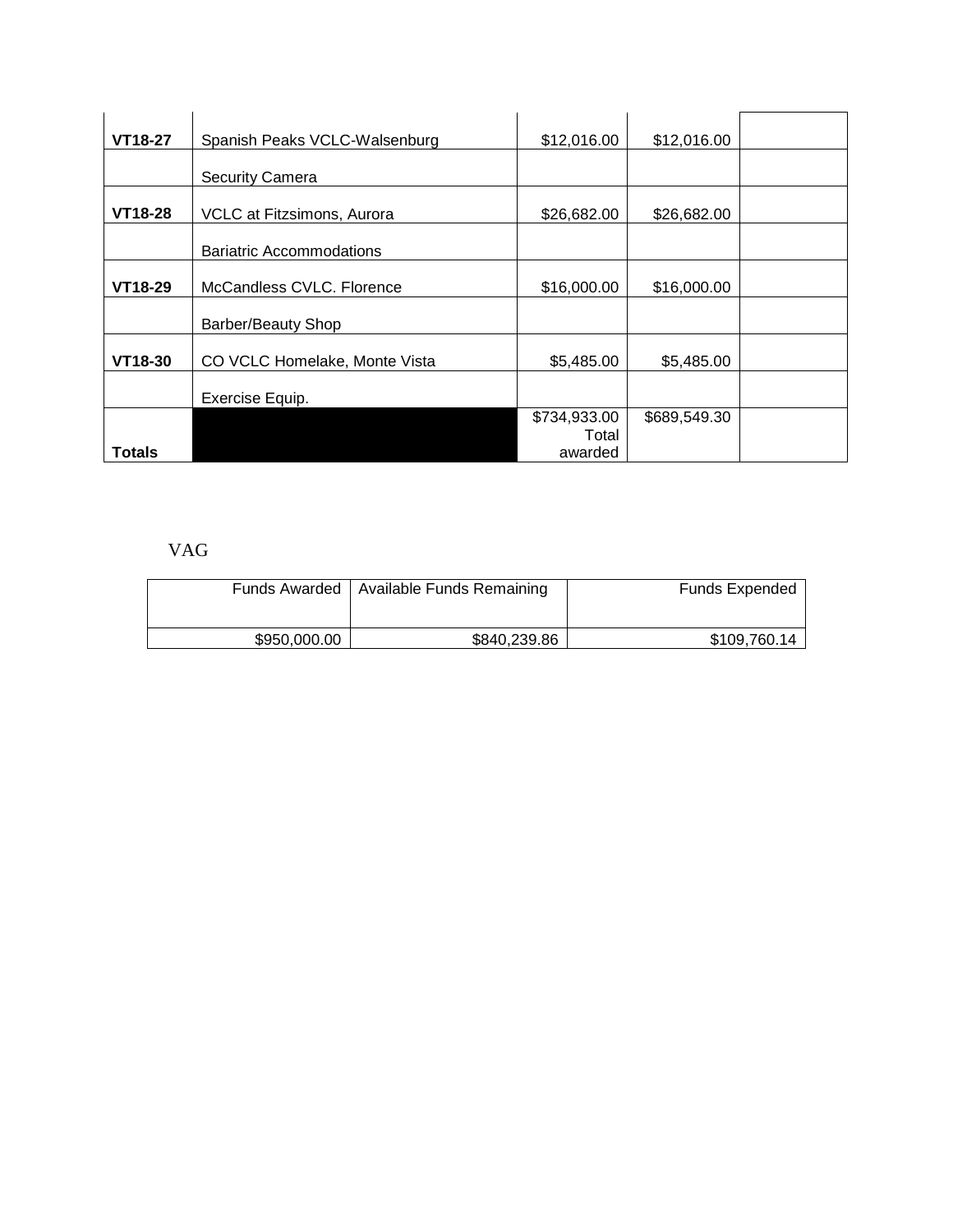| | | | | |
|---|---|---|---|---|
| **VT18-27** | Spanish Peaks VCLC-Walsenburg | $12,016.00 | $12,016.00 | |
| | Security Camera | | | |
| **VT18-28** | VCLC at Fitzsimons, Aurora | $26,682.00 | $26,682.00 | |
| | Bariatric Accommodations | | | |
| **VT18-29** | McCandless CVLC. Florence | $16,000.00 | $16,000.00 | |
| | Barber/Beauty Shop | | | |
| **VT18-30** | CO VCLC Homelake, Monte Vista | $5,485.00 | $5,485.00 | |
| | Exercise Equip. | | | |
| **Totals** | | $734,933.00 Total awarded | $689,549.30 | |

VAG

| Funds Awarded | Available Funds Remaining | Funds Expended |
|---|---|---|
| $950,000.00 | $840,239.86 | $109,760.14 |